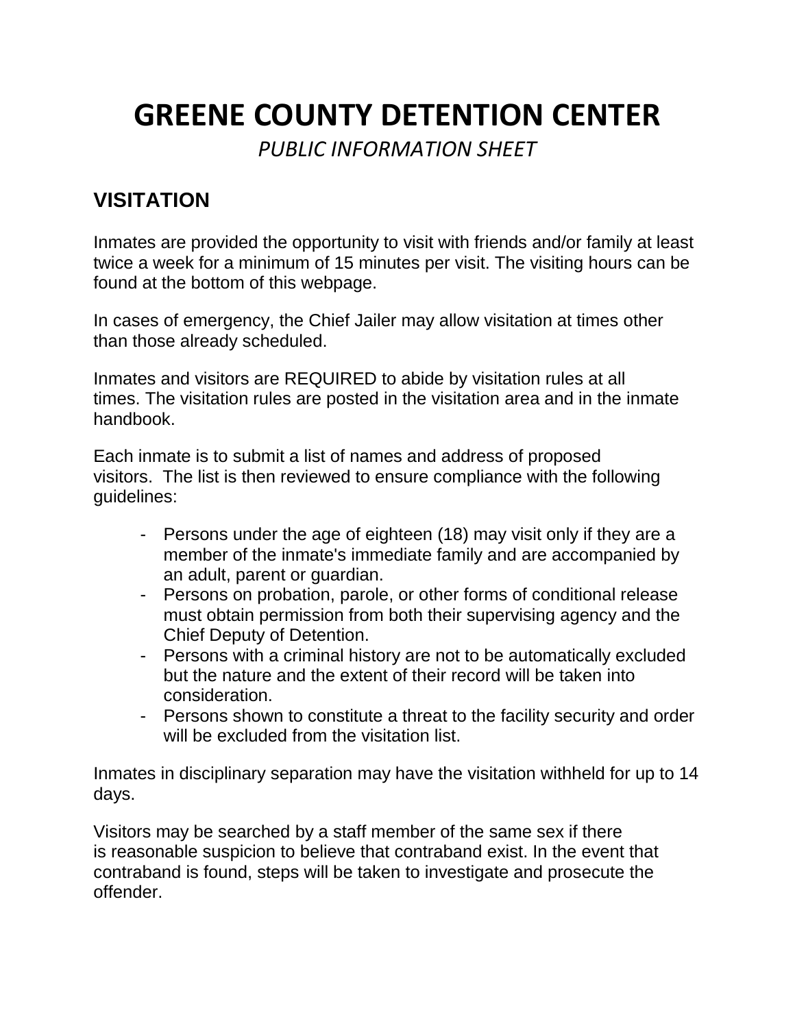# GREENE COUNTY DETENTION CENTER

*PUBLIC INFORMATION SHEET*

## VISITATION

Inmates are provided the opportunity to visit with friends and/or family at least twice a week for a minimum of 15 minutes per visit. The visiting hours can be found at the bottom of this webpage.

In cases of emergency, the Chief Jailer may allow visitation at times other than those already scheduled.

Inmates and visitors are REQUIRED to abide by visitation rules at all times. The visitation rules are posted in the visitation area and in the inmate handbook.

Each inmate is to submit a list of names and address of proposed visitors. The list is then reviewed to ensure compliance with the following guidelines:

- Persons under the age of eighteen (18) may visit only if they are a member of the inmate's immediate family and are accompanied by an adult, parent or guardian.
- Persons on probation, parole, or other forms of conditional release must obtain permission from both their supervising agency and the Chief Deputy of Detention.
- Persons with a criminal history are not to be automatically excluded but the nature and the extent of their record will be taken into consideration.
- Persons shown to constitute a threat to the facility security and order will be excluded from the visitation list.

Inmates in disciplinary separation may have the visitation withheld for up to 14 days.

Visitors may be searched by a staff member of the same sex if there is reasonable suspicion to believe that contraband exist. In the event that contraband is found, steps will be taken to investigate and prosecute the offender.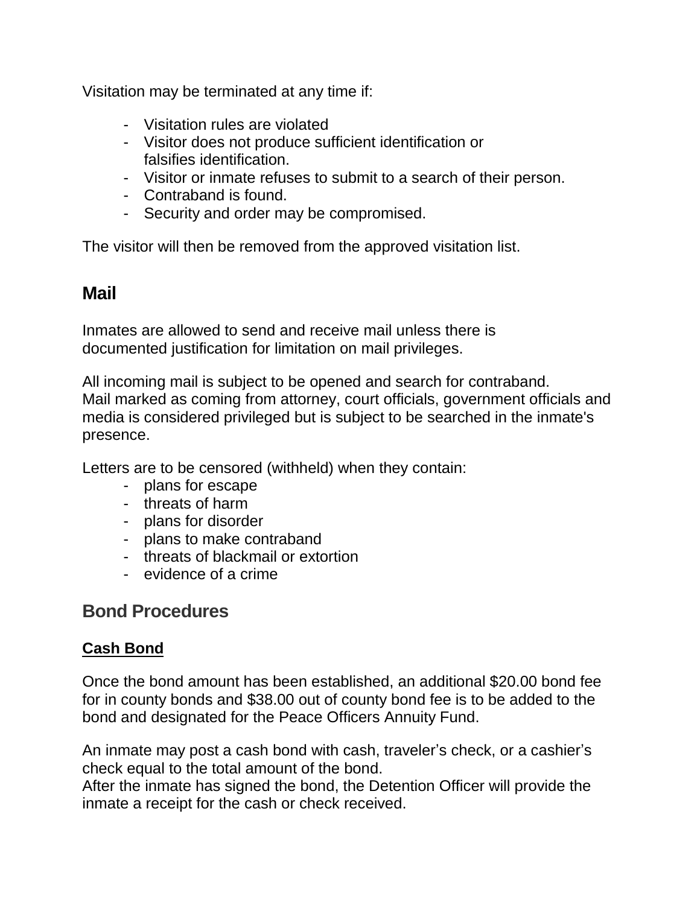Visitation may be terminated at any time if:

- Visitation rules are violated
- Visitor does not produce sufficient identification or falsifies identification.
- Visitor or inmate refuses to submit to a search of their person.
- Contraband is found.
- Security and order may be compromised.

The visitor will then be removed from the approved visitation list.

## Mail

Inmates are allowed to send and receive mail unless there is documented justification for limitation on mail privileges.

All incoming mail is subject to be opened and search for contraband. Mail marked as coming from attorney, court officials, government officials and media is considered privileged but is subject to be searched in the inmate's presence.

Letters are to be censored (withheld) when they contain:

- plans for escape
- threats of harm
- plans for disorder
- plans to make contraband
- threats of blackmail or extortion
- evidence of a crime

## Bond Procedures

### Cash Bond

Once the bond amount has been established, an additional $20.00 bond fee for in county bonds and $38.00 out of county bond fee is to be added to the bond and designated for the Peace Officers Annuity Fund.

An inmate may post a cash bond with cash, traveler's check, or a cashier's check equal to the total amount of the bond.
After the inmate has signed the bond, the Detention Officer will provide the inmate a receipt for the cash or check received.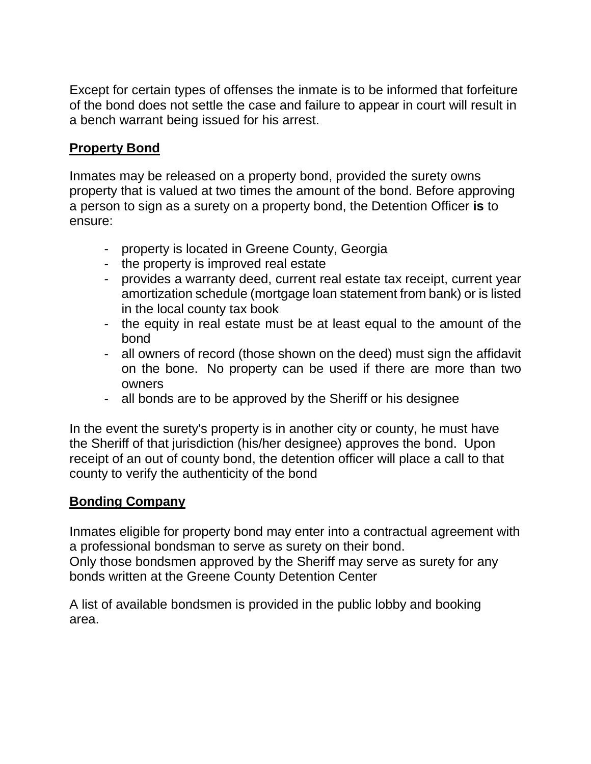Except for certain types of offenses the inmate is to be informed that forfeiture of the bond does not settle the case and failure to appear in court will result in a bench warrant being issued for his arrest.

## **Property Bond**

Inmates may be released on a property bond, provided the surety owns property that is valued at two times the amount of the bond. Before approving a person to sign as a surety on a property bond, the Detention Officer **is** to ensure:

- property is located in Greene County, Georgia
- the property is improved real estate
- provides a warranty deed, current real estate tax receipt, current year amortization schedule (mortgage loan statement from bank) or is listed in the local county tax book
- the equity in real estate must be at least equal to the amount of the bond
- all owners of record (those shown on the deed) must sign the affidavit on the bone. No property can be used if there are more than two owners
- all bonds are to be approved by the Sheriff or his designee

In the event the surety's property is in another city or county, he must have the Sheriff of that jurisdiction (his/her designee) approves the bond. Upon receipt of an out of county bond, the detention officer will place a call to that county to verify the authenticity of the bond

## **Bonding Company**

Inmates eligible for property bond may enter into a contractual agreement with a professional bondsman to serve as surety on their bond.
Only those bondsmen approved by the Sheriff may serve as surety for any bonds written at the Greene County Detention Center

A list of available bondsmen is provided in the public lobby and booking area.